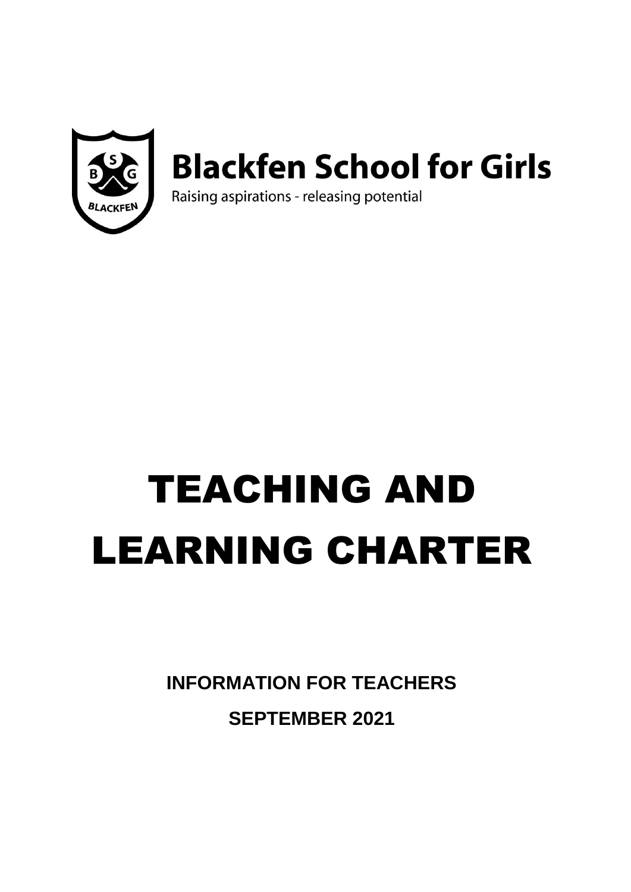**Blackfen School for Girls**

Raising aspirations - releasing potential

# TEACHING AND LEARNING CHARTER

**INFORMATION FOR TEACHERS**

**SEPTEMBER 2021**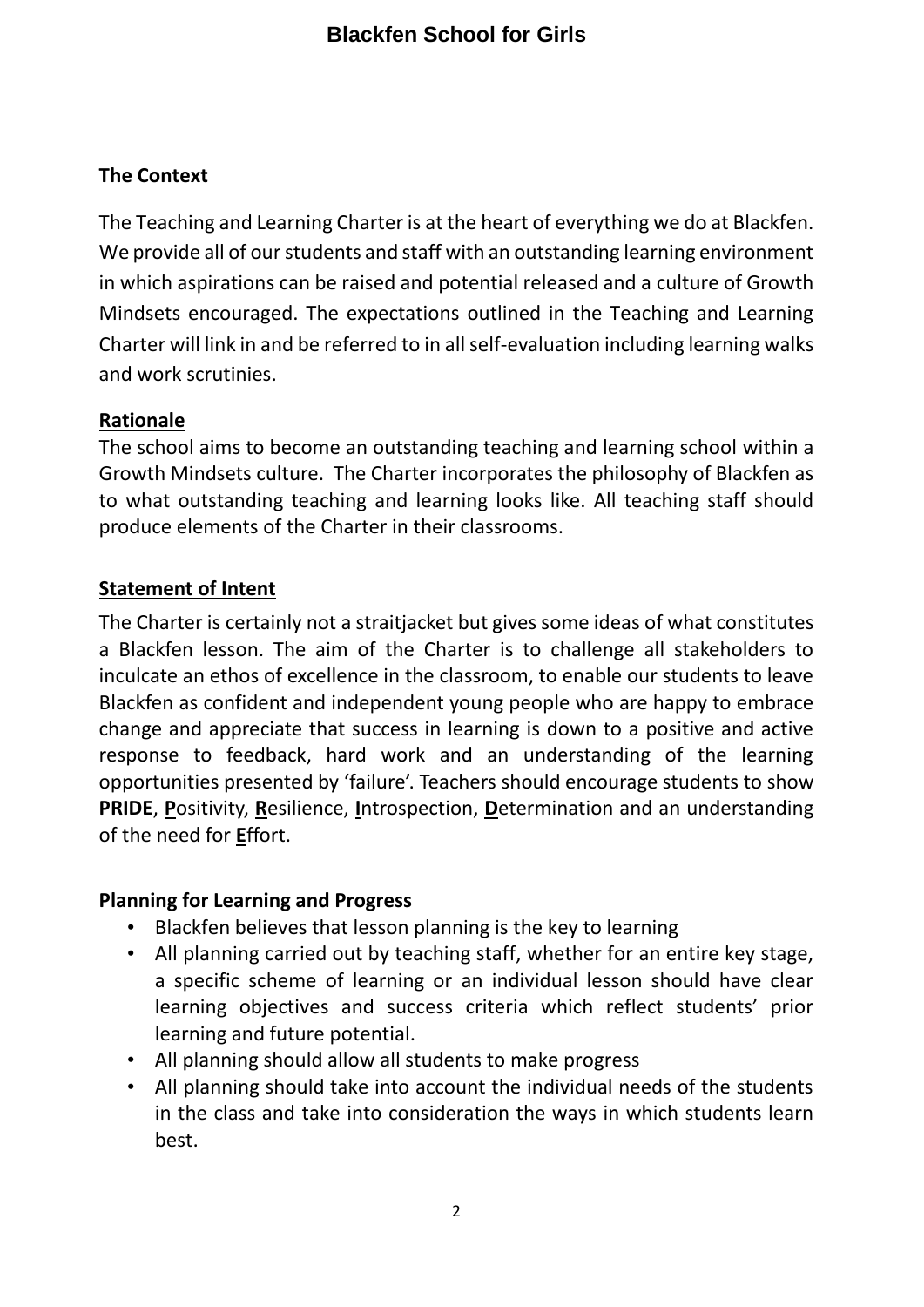## The Context

The Teaching and Learning Charter is at the heart of everything we do at Blackfen. We provide all of our students and staff with an outstanding learning environment in which aspirations can be raised and potential released and a culture of Growth Mindsets encouraged. The expectations outlined in the Teaching and Learning Charter will link in and be referred to in all self-evaluation including learning walks and work scrutinies.

## Rationale

The school aims to become an outstanding teaching and learning school within a Growth Mindsets culture. The Charter incorporates the philosophy of Blackfen as to what outstanding teaching and learning looks like. All teaching staff should produce elements of the Charter in their classrooms.

## Statement of Intent

The Charter is certainly not a straitjacket but gives some ideas of what constitutes a Blackfen lesson. The aim of the Charter is to challenge all stakeholders to inculcate an ethos of excellence in the classroom, to enable our students to leave Blackfen as confident and independent young people who are happy to embrace change and appreciate that success in learning is down to a positive and active response to feedback, hard work and an understanding of the learning opportunities presented by 'failure'. Teachers should encourage students to show **PRIDE**, **P**ositivity, **R**esilience, **I**ntrospection, **D**etermination and an understanding of the need for **E**ffort.

## Planning for Learning and Progress

- Blackfen believes that lesson planning is the key to learning
- All planning carried out by teaching staff, whether for an entire key stage, a specific scheme of learning or an individual lesson should have clear learning objectives and success criteria which reflect students' prior learning and future potential.
- All planning should allow all students to make progress
- All planning should take into account the individual needs of the students in the class and take into consideration the ways in which students learn best.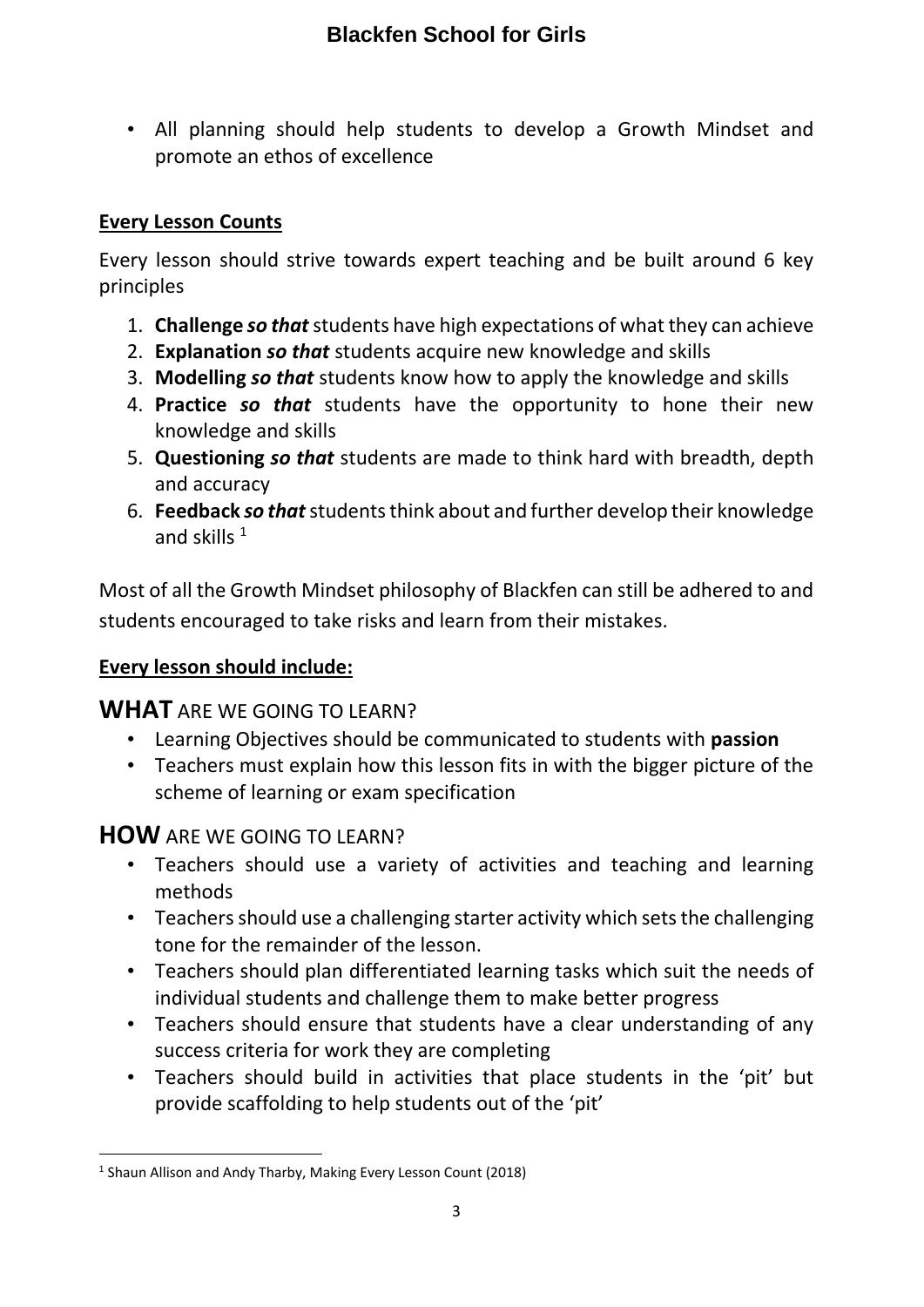- All planning should help students to develop a Growth Mindset and promote an ethos of excellence

## Every Lesson Counts

Every lesson should strive towards expert teaching and be built around 6 key principles

1. **Challenge** ***so that*** students have high expectations of what they can achieve
2. **Explanation** ***so that*** students acquire new knowledge and skills
3. **Modelling** ***so that*** students know how to apply the knowledge and skills
4. **Practice** ***so that*** students have the opportunity to hone their new knowledge and skills
5. **Questioning** ***so that*** students are made to think hard with breadth, depth and accuracy
6. **Feedback** ***so that*** students think about and further develop their knowledge and skills [1]

Most of all the Growth Mindset philosophy of Blackfen can still be adhered to and students encouraged to take risks and learn from their mistakes.

## Every lesson should include:

### **WHAT** ARE WE GOING TO LEARN?

- Learning Objectives should be communicated to students with **passion**
- Teachers must explain how this lesson fits in with the bigger picture of the scheme of learning or exam specification

### **HOW** ARE WE GOING TO LEARN?

- Teachers should use a variety of activities and teaching and learning methods
- Teachers should use a challenging starter activity which sets the challenging tone for the remainder of the lesson.
- Teachers should plan differentiated learning tasks which suit the needs of individual students and challenge them to make better progress
- Teachers should ensure that students have a clear understanding of any success criteria for work they are completing
- Teachers should build in activities that place students in the 'pit' but provide scaffolding to help students out of the 'pit'

---

[1] Shaun Allison and Andy Tharby, Making Every Lesson Count (2018)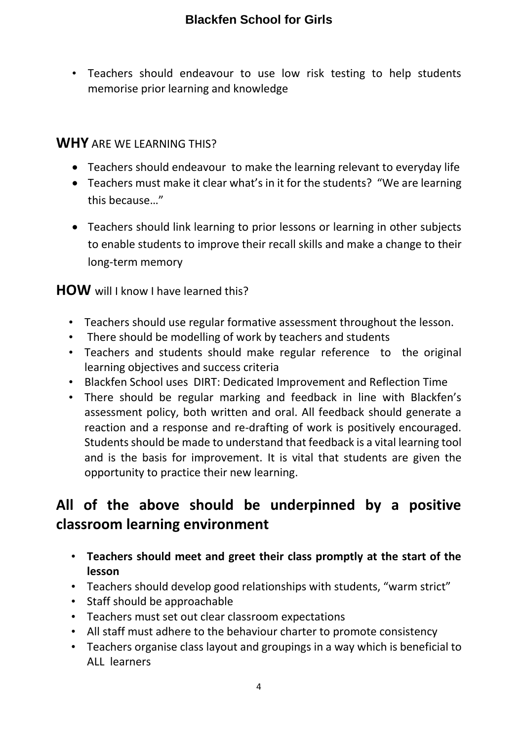- Teachers should endeavour to use low risk testing to help students memorise prior learning and knowledge

## **WHY** ARE WE LEARNING THIS?

- Teachers should endeavour to make the learning relevant to everyday life
- Teachers must make it clear what's in it for the students? "We are learning this because…"
- Teachers should link learning to prior lessons or learning in other subjects to enable students to improve their recall skills and make a change to their long-term memory

## **HOW** will I know I have learned this?

- Teachers should use regular formative assessment throughout the lesson.
- There should be modelling of work by teachers and students
- Teachers and students should make regular reference to the original learning objectives and success criteria
- Blackfen School uses DIRT: Dedicated Improvement and Reflection Time
- There should be regular marking and feedback in line with Blackfen's assessment policy, both written and oral. All feedback should generate a reaction and a response and re-drafting of work is positively encouraged. Students should be made to understand that feedback is a vital learning tool and is the basis for improvement. It is vital that students are given the opportunity to practice their new learning.

## All of the above should be underpinned by a positive classroom learning environment

- **Teachers should meet and greet their class promptly at the start of the lesson**
- Teachers should develop good relationships with students, "warm strict"
- Staff should be approachable
- Teachers must set out clear classroom expectations
- All staff must adhere to the behaviour charter to promote consistency
- Teachers organise class layout and groupings in a way which is beneficial to ALL learners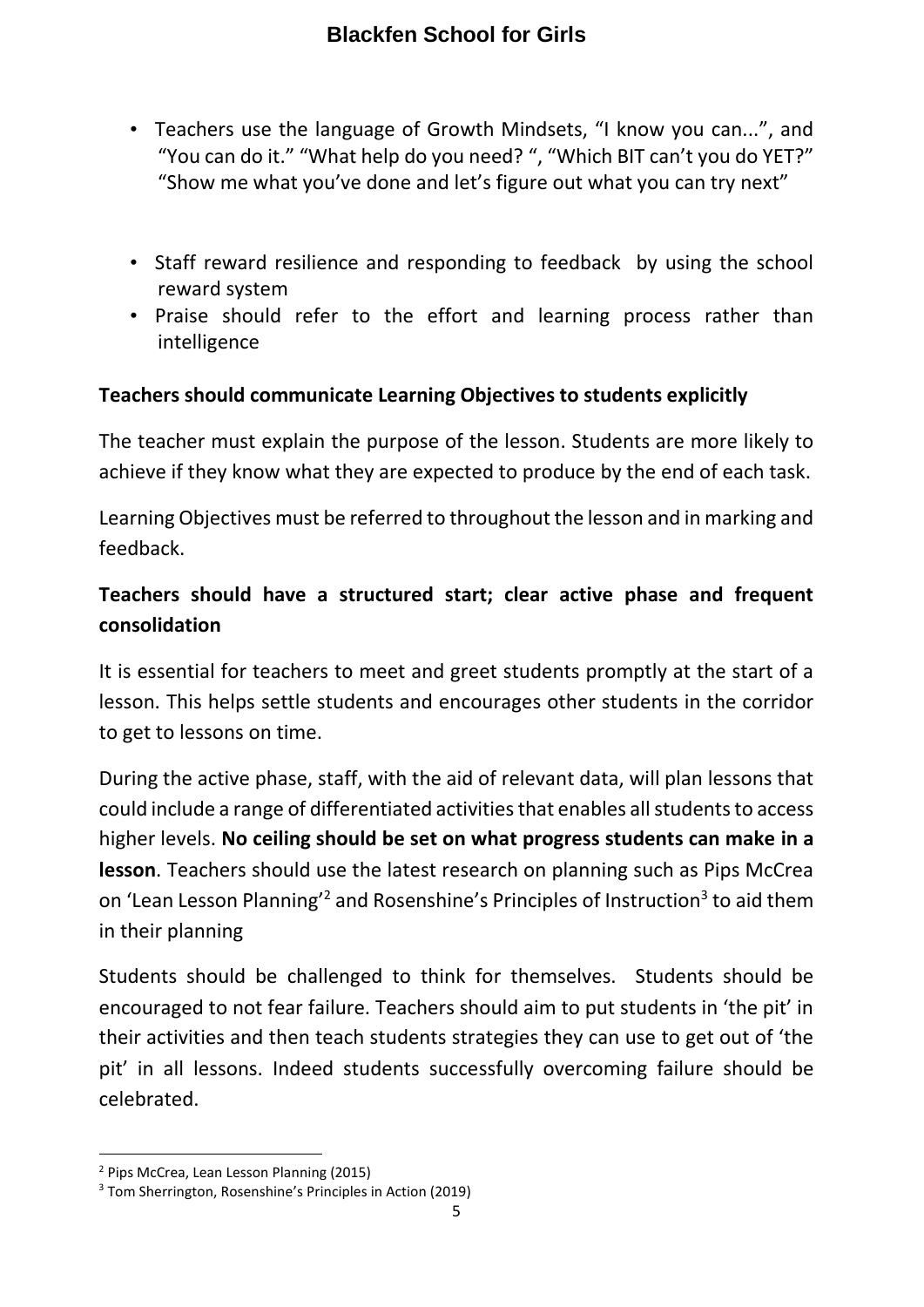- Teachers use the language of Growth Mindsets, "I know you can...", and "You can do it." "What help do you need? ", "Which BIT can't you do YET?" "Show me what you've done and let's figure out what you can try next"

- Staff reward resilience and responding to feedback by using the school reward system
- Praise should refer to the effort and learning process rather than intelligence

**Teachers should communicate Learning Objectives to students explicitly**

The teacher must explain the purpose of the lesson. Students are more likely to achieve if they know what they are expected to produce by the end of each task.

Learning Objectives must be referred to throughout the lesson and in marking and feedback.

**Teachers should have a structured start; clear active phase and frequent consolidation**

It is essential for teachers to meet and greet students promptly at the start of a lesson. This helps settle students and encourages other students in the corridor to get to lessons on time.

During the active phase, staff, with the aid of relevant data, will plan lessons that could include a range of differentiated activities that enables all students to access higher levels. **No ceiling should be set on what progress students can make in a lesson**. Teachers should use the latest research on planning such as Pips McCrea on 'Lean Lesson Planning'[2] and Rosenshine's Principles of Instruction[3] to aid them in their planning

Students should be challenged to think for themselves. Students should be encouraged to not fear failure. Teachers should aim to put students in 'the pit' in their activities and then teach students strategies they can use to get out of 'the pit' in all lessons. Indeed students successfully overcoming failure should be celebrated.

---

[2] Pips McCrea, Lean Lesson Planning (2015)

[3] Tom Sherrington, Rosenshine's Principles in Action (2019)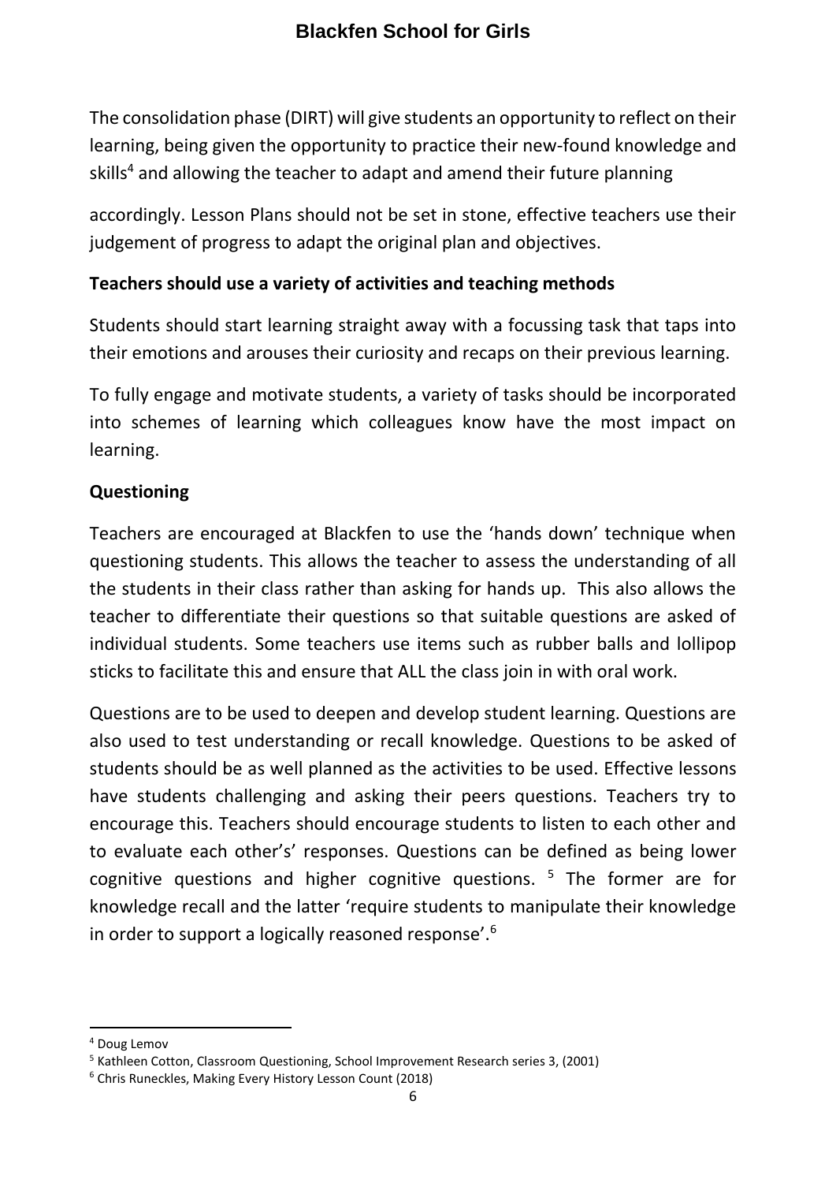The consolidation phase (DIRT) will give students an opportunity to reflect on their learning, being given the opportunity to practice their new-found knowledge and skills[4] and allowing the teacher to adapt and amend their future planning

accordingly. Lesson Plans should not be set in stone, effective teachers use their judgement of progress to adapt the original plan and objectives.

**Teachers should use a variety of activities and teaching methods**

Students should start learning straight away with a focussing task that taps into their emotions and arouses their curiosity and recaps on their previous learning.

To fully engage and motivate students, a variety of tasks should be incorporated into schemes of learning which colleagues know have the most impact on learning.

**Questioning**

Teachers are encouraged at Blackfen to use the 'hands down' technique when questioning students. This allows the teacher to assess the understanding of all the students in their class rather than asking for hands up. This also allows the teacher to differentiate their questions so that suitable questions are asked of individual students. Some teachers use items such as rubber balls and lollipop sticks to facilitate this and ensure that ALL the class join in with oral work.

Questions are to be used to deepen and develop student learning. Questions are also used to test understanding or recall knowledge. Questions to be asked of students should be as well planned as the activities to be used. Effective lessons have students challenging and asking their peers questions. Teachers try to encourage this. Teachers should encourage students to listen to each other and to evaluate each other's' responses. Questions can be defined as being lower cognitive questions and higher cognitive questions. [5] The former are for knowledge recall and the latter 'require students to manipulate their knowledge in order to support a logically reasoned response'.[6]

---

[4] Doug Lemov

[5] Kathleen Cotton, Classroom Questioning, School Improvement Research series 3, (2001)

[6] Chris Runeckles, Making Every History Lesson Count (2018)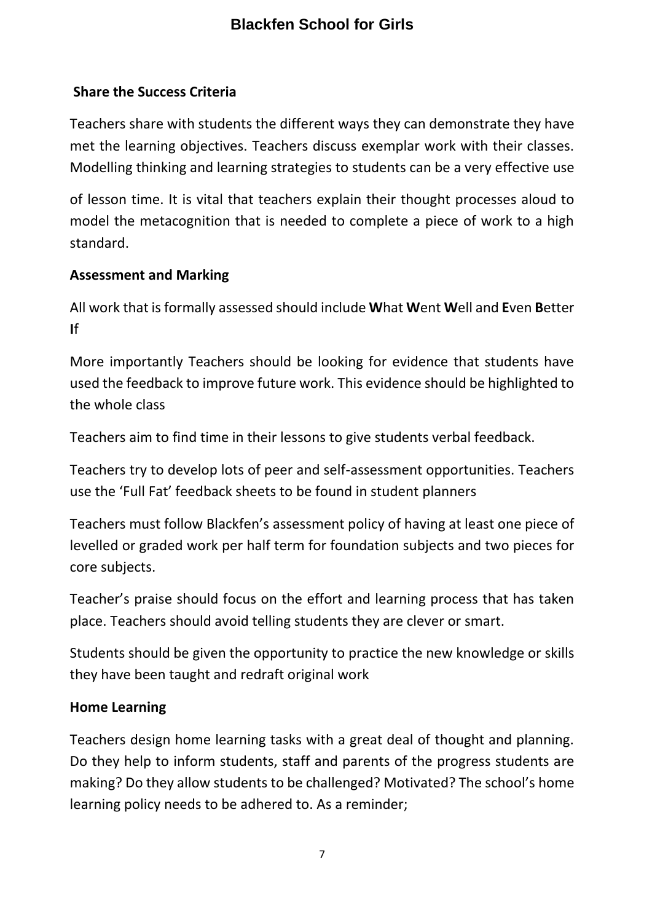## Share the Success Criteria

Teachers share with students the different ways they can demonstrate they have met the learning objectives. Teachers discuss exemplar work with their classes. Modelling thinking and learning strategies to students can be a very effective use

of lesson time. It is vital that teachers explain their thought processes aloud to model the metacognition that is needed to complete a piece of work to a high standard.

## Assessment and Marking

All work that is formally assessed should include **W**hat **W**ent **W**ell and **E**ven **B**etter **I**f

More importantly Teachers should be looking for evidence that students have used the feedback to improve future work. This evidence should be highlighted to the whole class

Teachers aim to find time in their lessons to give students verbal feedback.

Teachers try to develop lots of peer and self-assessment opportunities. Teachers use the 'Full Fat' feedback sheets to be found in student planners

Teachers must follow Blackfen's assessment policy of having at least one piece of levelled or graded work per half term for foundation subjects and two pieces for core subjects.

Teacher's praise should focus on the effort and learning process that has taken place. Teachers should avoid telling students they are clever or smart.

Students should be given the opportunity to practice the new knowledge or skills they have been taught and redraft original work

## Home Learning

Teachers design home learning tasks with a great deal of thought and planning. Do they help to inform students, staff and parents of the progress students are making? Do they allow students to be challenged? Motivated? The school's home learning policy needs to be adhered to. As a reminder;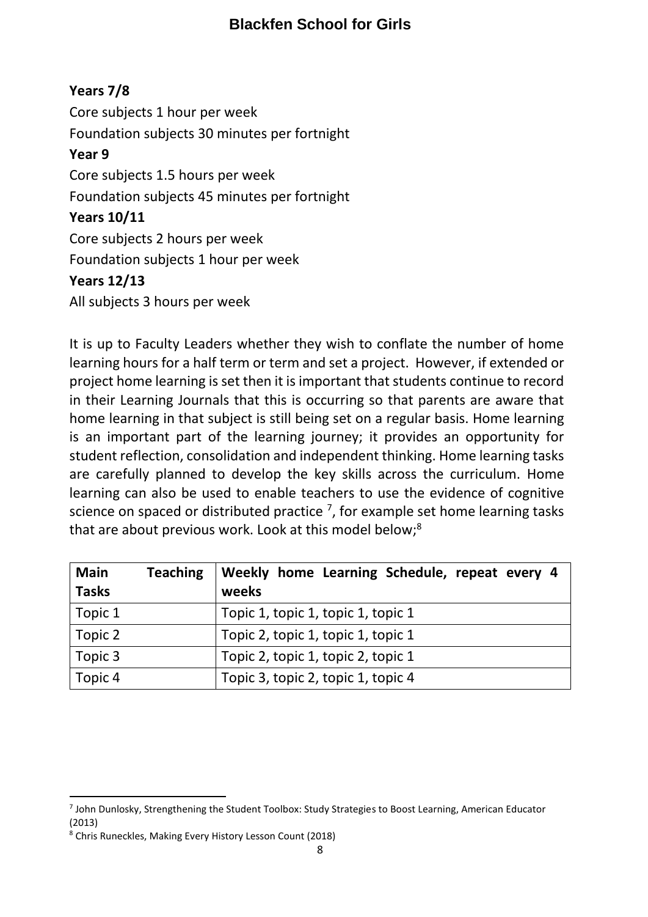**Years 7/8**

Core subjects 1 hour per week

Foundation subjects 30 minutes per fortnight

**Year 9**

Core subjects 1.5 hours per week

Foundation subjects 45 minutes per fortnight

**Years 10/11**

Core subjects 2 hours per week

Foundation subjects 1 hour per week

**Years 12/13**

All subjects 3 hours per week

It is up to Faculty Leaders whether they wish to conflate the number of home learning hours for a half term or term and set a project. However, if extended or project home learning is set then it is important that students continue to record in their Learning Journals that this is occurring so that parents are aware that home learning in that subject is still being set on a regular basis. Home learning is an important part of the learning journey; it provides an opportunity for student reflection, consolidation and independent thinking. Home learning tasks are carefully planned to develop the key skills across the curriculum. Home learning can also be used to enable teachers to use the evidence of cognitive science on spaced or distributed practice [7], for example set home learning tasks that are about previous work. Look at this model below;[8]

| Main Teaching Tasks | Weekly home Learning Schedule, repeat every 4 weeks |
|---|---|
| Topic 1 | Topic 1, topic 1, topic 1, topic 1 |
| Topic 2 | Topic 2, topic 1, topic 1, topic 1 |
| Topic 3 | Topic 2, topic 1, topic 2, topic 1 |
| Topic 4 | Topic 3, topic 2, topic 1, topic 4 |

[7] John Dunlosky, Strengthening the Student Toolbox: Study Strategies to Boost Learning, American Educator (2013)

[8] Chris Runeckles, Making Every History Lesson Count (2018)